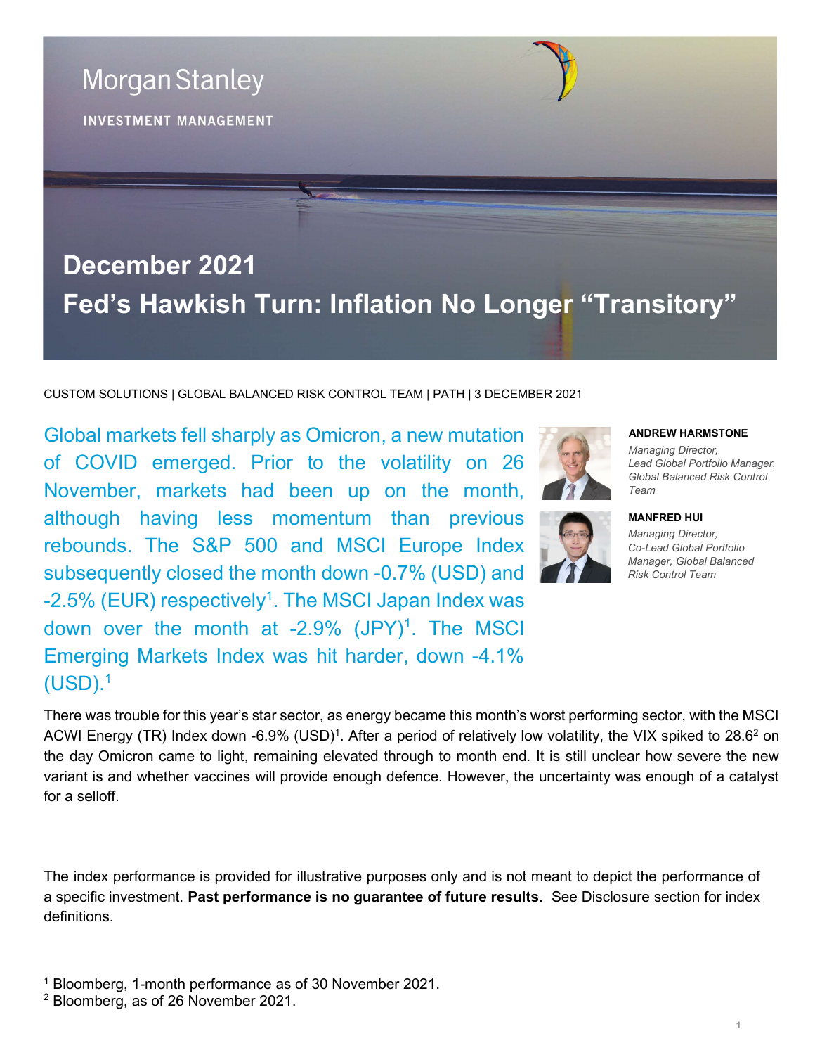Morgan Stanley

INVESTMENT MANAGEMENT

# December 2021
# Fed's Hawkish Turn: Inflation No Longer "Transitory"

CUSTOM SOLUTIONS | GLOBAL BALANCED RISK CONTROL TEAM | PATH | 3 DECEMBER 2021

**ANDREW HARMSTONE**
*Managing Director, Lead Global Portfolio Manager, Global Balanced Risk Control Team*

**MANFRED HUI**
*Managing Director, Co-Lead Global Portfolio Manager, Global Balanced Risk Control Team*

Global markets fell sharply as Omicron, a new mutation of COVID emerged. Prior to the volatility on 26 November, markets had been up on the month, although having less momentum than previous rebounds. The S&P 500 and MSCI Europe Index subsequently closed the month down -0.7% (USD) and -2.5% (EUR) respectively[1]. The MSCI Japan Index was down over the month at -2.9% (JPY)[1]. The MSCI Emerging Markets Index was hit harder, down -4.1% (USD).[1]

There was trouble for this year's star sector, as energy became this month's worst performing sector, with the MSCI ACWI Energy (TR) Index down -6.9% (USD)[1]. After a period of relatively low volatility, the VIX spiked to 28.6[2] on the day Omicron came to light, remaining elevated through to month end. It is still unclear how severe the new variant is and whether vaccines will provide enough defence. However, the uncertainty was enough of a catalyst for a selloff.

The index performance is provided for illustrative purposes only and is not meant to depict the performance of a specific investment. **Past performance is no guarantee of future results.** See Disclosure section for index definitions.

[1] Bloomberg, 1-month performance as of 30 November 2021.
[2] Bloomberg, as of 26 November 2021.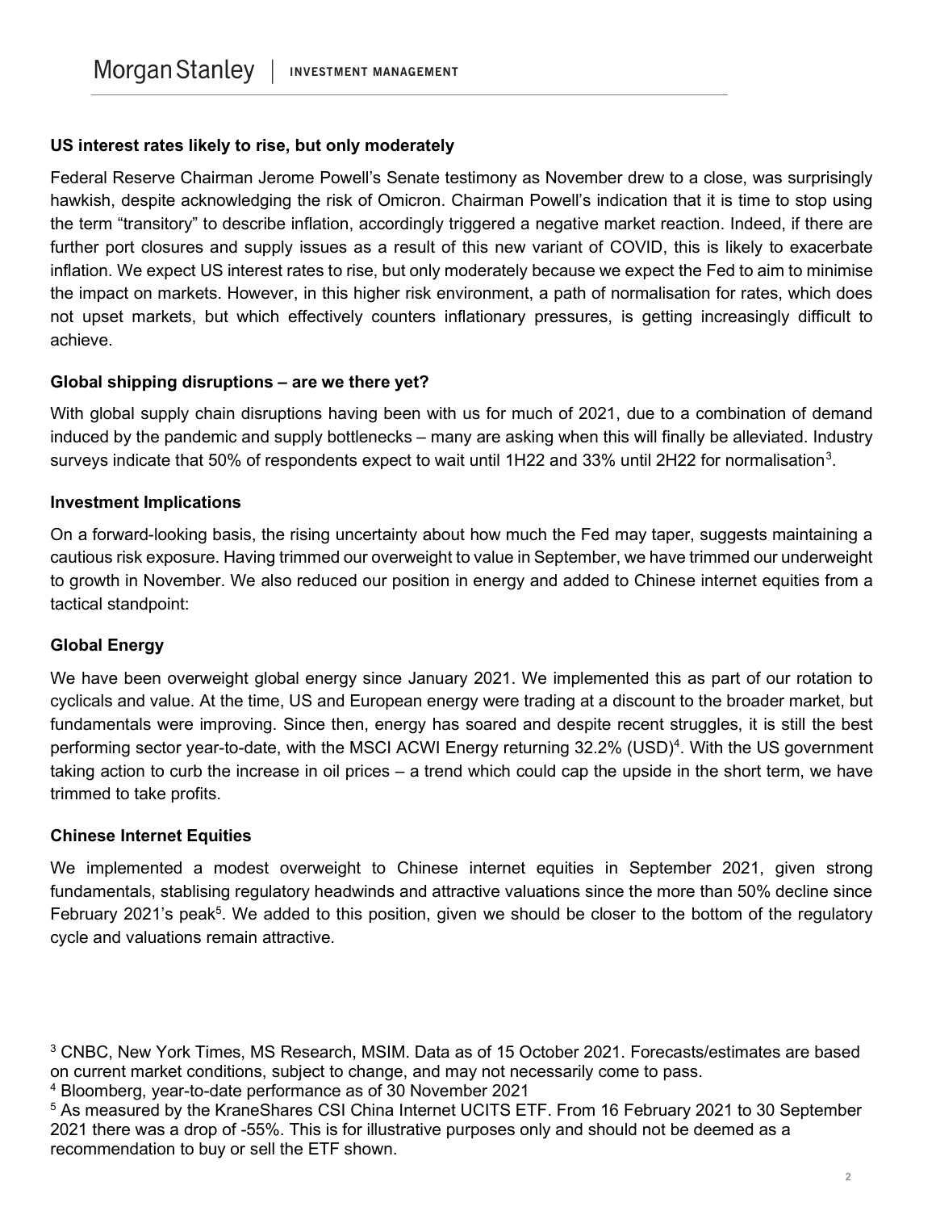**US interest rates likely to rise, but only moderately**

Federal Reserve Chairman Jerome Powell's Senate testimony as November drew to a close, was surprisingly hawkish, despite acknowledging the risk of Omicron. Chairman Powell's indication that it is time to stop using the term "transitory" to describe inflation, accordingly triggered a negative market reaction. Indeed, if there are further port closures and supply issues as a result of this new variant of COVID, this is likely to exacerbate inflation. We expect US interest rates to rise, but only moderately because we expect the Fed to aim to minimise the impact on markets. However, in this higher risk environment, a path of normalisation for rates, which does not upset markets, but which effectively counters inflationary pressures, is getting increasingly difficult to achieve.

**Global shipping disruptions – are we there yet?**

With global supply chain disruptions having been with us for much of 2021, due to a combination of demand induced by the pandemic and supply bottlenecks – many are asking when this will finally be alleviated. Industry surveys indicate that 50% of respondents expect to wait until 1H22 and 33% until 2H22 for normalisation[3].

**Investment Implications**

On a forward-looking basis, the rising uncertainty about how much the Fed may taper, suggests maintaining a cautious risk exposure. Having trimmed our overweight to value in September, we have trimmed our underweight to growth in November. We also reduced our position in energy and added to Chinese internet equities from a tactical standpoint:

**Global Energy**

We have been overweight global energy since January 2021. We implemented this as part of our rotation to cyclicals and value. At the time, US and European energy were trading at a discount to the broader market, but fundamentals were improving. Since then, energy has soared and despite recent struggles, it is still the best performing sector year-to-date, with the MSCI ACWI Energy returning 32.2% (USD)[4]. With the US government taking action to curb the increase in oil prices – a trend which could cap the upside in the short term, we have trimmed to take profits.

**Chinese Internet Equities**

We implemented a modest overweight to Chinese internet equities in September 2021, given strong fundamentals, stablising regulatory headwinds and attractive valuations since the more than 50% decline since February 2021's peak[5]. We added to this position, given we should be closer to the bottom of the regulatory cycle and valuations remain attractive.

[3] CNBC, New York Times, MS Research, MSIM. Data as of 15 October 2021. Forecasts/estimates are based on current market conditions, subject to change, and may not necessarily come to pass.

[4] Bloomberg, year-to-date performance as of 30 November 2021

[5] As measured by the KraneShares CSI China Internet UCITS ETF. From 16 February 2021 to 30 September 2021 there was a drop of -55%. This is for illustrative purposes only and should not be deemed as a recommendation to buy or sell the ETF shown.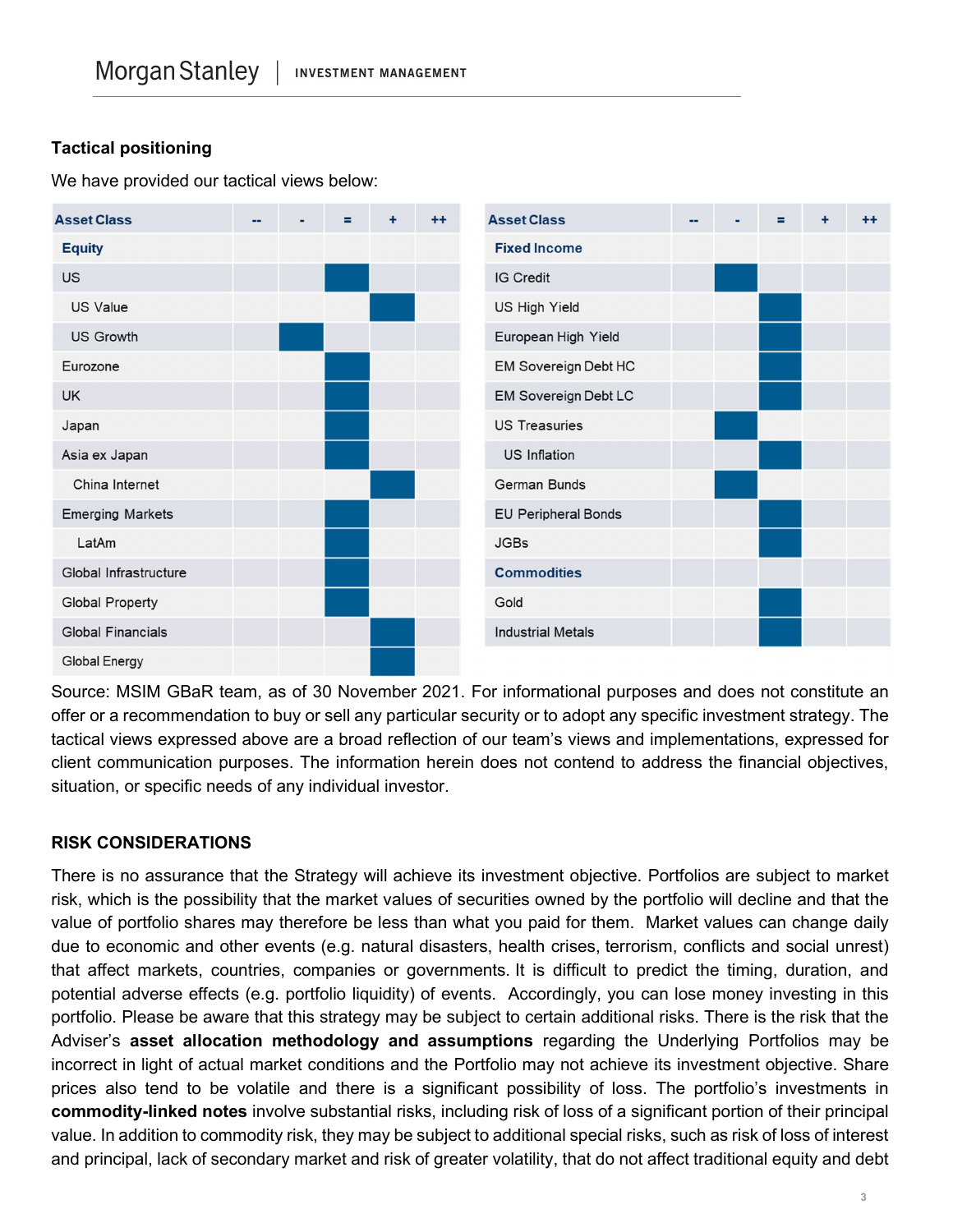### Tactical positioning

We have provided our tactical views below:

| Asset Class | -- | - | = | + | ++ |
|---|---|---|---|---|---|
| **Equity** | | | | | |
| US | | | ■ | | |
| US Value | | | | ■ | |
| US Growth | | ■ | | | |
| Eurozone | | | ■ | | |
| UK | | | ■ | | |
| Japan | | | ■ | | |
| Asia ex Japan | | | ■ | | |
| China Internet | | | | ■ | |
| Emerging Markets | | | ■ | | |
| LatAm | | | ■ | | |
| Global Infrastructure | | | ■ | | |
| Global Property | | | ■ | | |
| Global Financials | | | | ■ | |
| Global Energy | | | | ■ | |

| Asset Class | -- | - | = | + | ++ |
|---|---|---|---|---|---|
| **Fixed Income** | | | | | |
| IG Credit | | ■ | | | |
| US High Yield | | | ■ | | |
| European High Yield | | | ■ | | |
| EM Sovereign Debt HC | | | ■ | | |
| EM Sovereign Debt LC | | | ■ | | |
| US Treasuries | | ■ | | | |
| US Inflation | | | ■ | | |
| German Bunds | | ■ | | | |
| EU Peripheral Bonds | | | ■ | | |
| JGBs | | | ■ | | |
| **Commodities** | | | | | |
| Gold | | | ■ | | |
| Industrial Metals | | | ■ | | |

Source: MSIM GBaR team, as of 30 November 2021. For informational purposes and does not constitute an offer or a recommendation to buy or sell any particular security or to adopt any specific investment strategy. The tactical views expressed above are a broad reflection of our team's views and implementations, expressed for client communication purposes. The information herein does not contend to address the financial objectives, situation, or specific needs of any individual investor.

### RISK CONSIDERATIONS

There is no assurance that the Strategy will achieve its investment objective. Portfolios are subject to market risk, which is the possibility that the market values of securities owned by the portfolio will decline and that the value of portfolio shares may therefore be less than what you paid for them. Market values can change daily due to economic and other events (e.g. natural disasters, health crises, terrorism, conflicts and social unrest) that affect markets, countries, companies or governments. It is difficult to predict the timing, duration, and potential adverse effects (e.g. portfolio liquidity) of events. Accordingly, you can lose money investing in this portfolio. Please be aware that this strategy may be subject to certain additional risks. There is the risk that the Adviser's **asset allocation methodology and assumptions** regarding the Underlying Portfolios may be incorrect in light of actual market conditions and the Portfolio may not achieve its investment objective. Share prices also tend to be volatile and there is a significant possibility of loss. The portfolio's investments in **commodity-linked notes** involve substantial risks, including risk of loss of a significant portion of their principal value. In addition to commodity risk, they may be subject to additional special risks, such as risk of loss of interest and principal, lack of secondary market and risk of greater volatility, that do not affect traditional equity and debt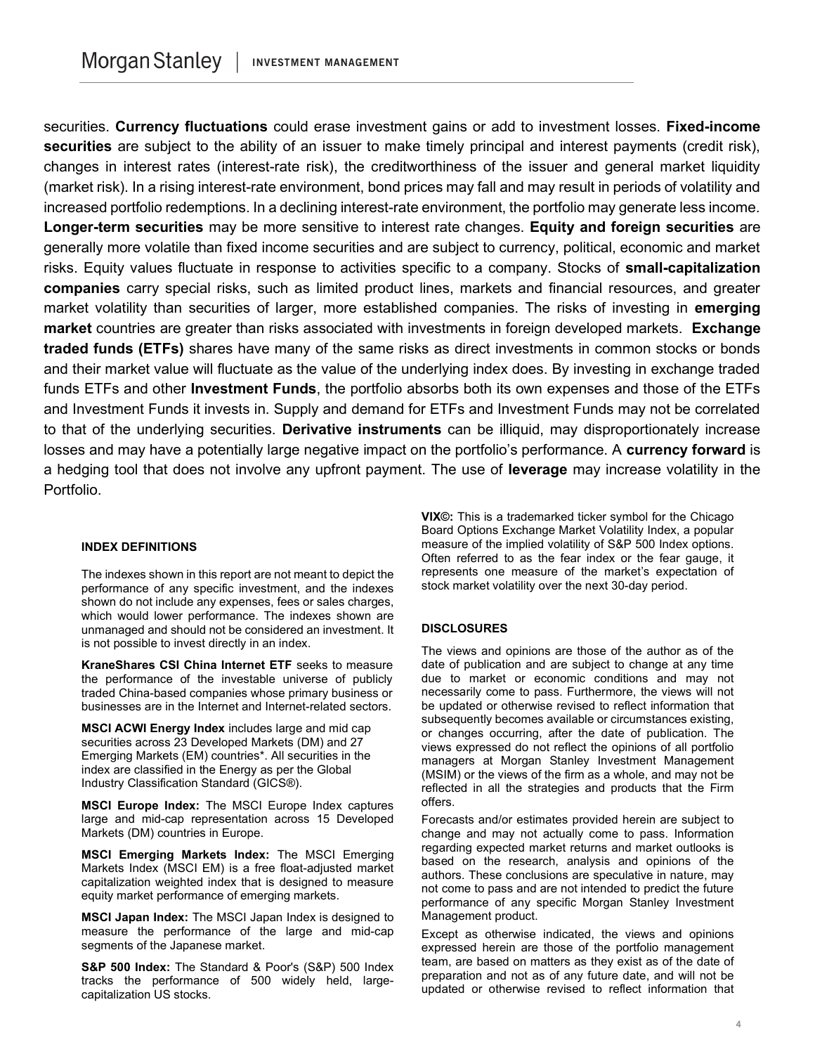securities. **Currency fluctuations** could erase investment gains or add to investment losses. **Fixed-income securities** are subject to the ability of an issuer to make timely principal and interest payments (credit risk), changes in interest rates (interest-rate risk), the creditworthiness of the issuer and general market liquidity (market risk). In a rising interest-rate environment, bond prices may fall and may result in periods of volatility and increased portfolio redemptions. In a declining interest-rate environment, the portfolio may generate less income. **Longer-term securities** may be more sensitive to interest rate changes. **Equity and foreign securities** are generally more volatile than fixed income securities and are subject to currency, political, economic and market risks. Equity values fluctuate in response to activities specific to a company. Stocks of **small-capitalization companies** carry special risks, such as limited product lines, markets and financial resources, and greater market volatility than securities of larger, more established companies. The risks of investing in **emerging market** countries are greater than risks associated with investments in foreign developed markets. **Exchange traded funds (ETFs)** shares have many of the same risks as direct investments in common stocks or bonds and their market value will fluctuate as the value of the underlying index does. By investing in exchange traded funds ETFs and other **Investment Funds**, the portfolio absorbs both its own expenses and those of the ETFs and Investment Funds it invests in. Supply and demand for ETFs and Investment Funds may not be correlated to that of the underlying securities. **Derivative instruments** can be illiquid, may disproportionately increase losses and may have a potentially large negative impact on the portfolio's performance. A **currency forward** is a hedging tool that does not involve any upfront payment. The use of **leverage** may increase volatility in the Portfolio.

### INDEX DEFINITIONS

The indexes shown in this report are not meant to depict the performance of any specific investment, and the indexes shown do not include any expenses, fees or sales charges, which would lower performance. The indexes shown are unmanaged and should not be considered an investment. It is not possible to invest directly in an index.

**KraneShares CSI China Internet ETF** seeks to measure the performance of the investable universe of publicly traded China-based companies whose primary business or businesses are in the Internet and Internet-related sectors.

**MSCI ACWI Energy Index** includes large and mid cap securities across 23 Developed Markets (DM) and 27 Emerging Markets (EM) countries*. All securities in the index are classified in the Energy as per the Global Industry Classification Standard (GICS®).

**MSCI Europe Index:** The MSCI Europe Index captures large and mid-cap representation across 15 Developed Markets (DM) countries in Europe.

**MSCI Emerging Markets Index:** The MSCI Emerging Markets Index (MSCI EM) is a free float-adjusted market capitalization weighted index that is designed to measure equity market performance of emerging markets.

**MSCI Japan Index:** The MSCI Japan Index is designed to measure the performance of the large and mid-cap segments of the Japanese market.

**S&P 500 Index:** The Standard & Poor's (S&P) 500 Index tracks the performance of 500 widely held, large-capitalization US stocks.

**VIX©:** This is a trademarked ticker symbol for the Chicago Board Options Exchange Market Volatility Index, a popular measure of the implied volatility of S&P 500 Index options. Often referred to as the fear index or the fear gauge, it represents one measure of the market's expectation of stock market volatility over the next 30-day period.

### DISCLOSURES

The views and opinions are those of the author as of the date of publication and are subject to change at any time due to market or economic conditions and may not necessarily come to pass. Furthermore, the views will not be updated or otherwise revised to reflect information that subsequently becomes available or circumstances existing, or changes occurring, after the date of publication. The views expressed do not reflect the opinions of all portfolio managers at Morgan Stanley Investment Management (MSIM) or the views of the firm as a whole, and may not be reflected in all the strategies and products that the Firm offers.

Forecasts and/or estimates provided herein are subject to change and may not actually come to pass. Information regarding expected market returns and market outlooks is based on the research, analysis and opinions of the authors. These conclusions are speculative in nature, may not come to pass and are not intended to predict the future performance of any specific Morgan Stanley Investment Management product.

Except as otherwise indicated, the views and opinions expressed herein are those of the portfolio management team, are based on matters as they exist as of the date of preparation and not as of any future date, and will not be updated or otherwise revised to reflect information that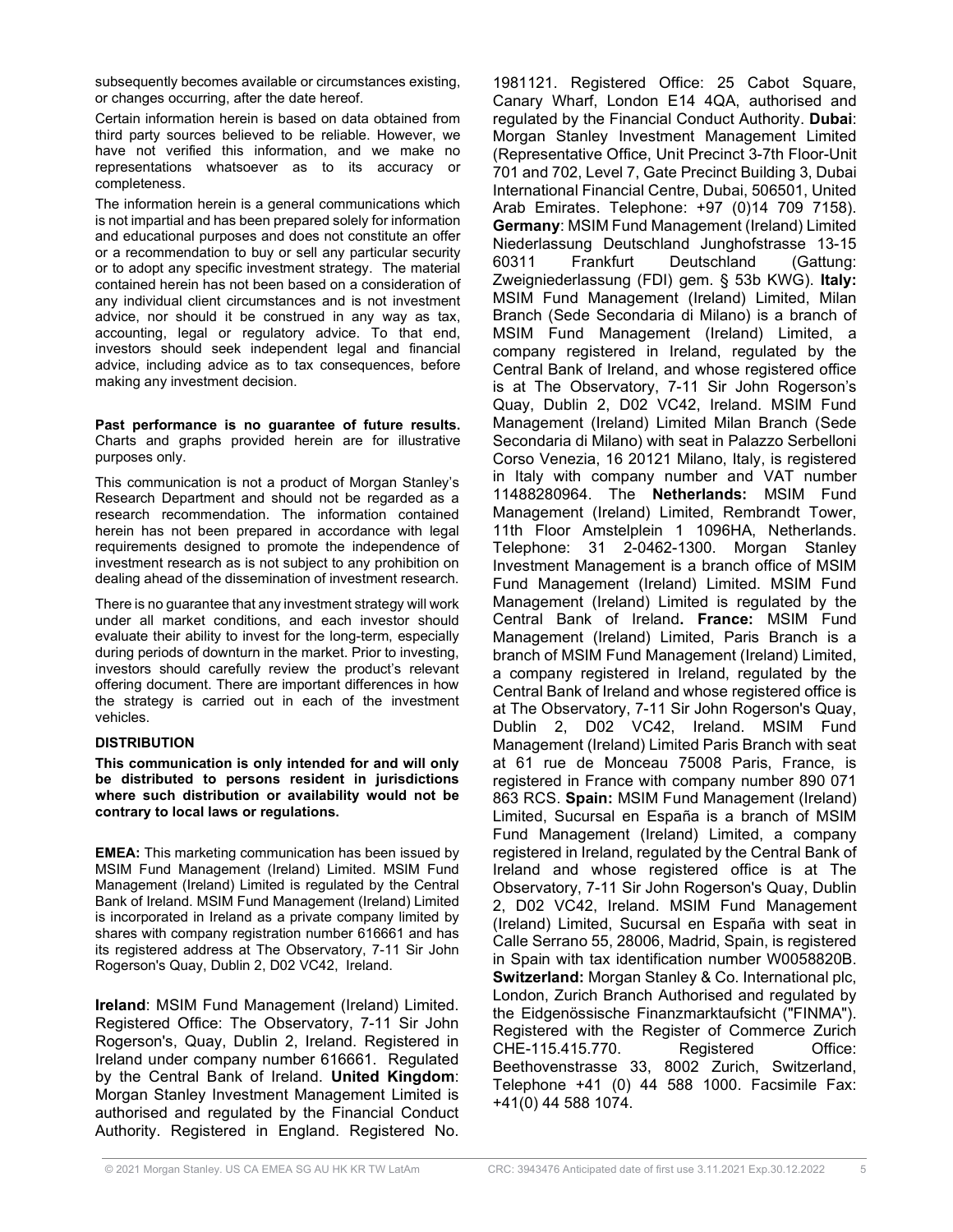subsequently becomes available or circumstances existing, or changes occurring, after the date hereof.

Certain information herein is based on data obtained from third party sources believed to be reliable. However, we have not verified this information, and we make no representations whatsoever as to its accuracy or completeness.

The information herein is a general communications which is not impartial and has been prepared solely for information and educational purposes and does not constitute an offer or a recommendation to buy or sell any particular security or to adopt any specific investment strategy. The material contained herein has not been based on a consideration of any individual client circumstances and is not investment advice, nor should it be construed in any way as tax, accounting, legal or regulatory advice. To that end, investors should seek independent legal and financial advice, including advice as to tax consequences, before making any investment decision.

**Past performance is no guarantee of future results.** Charts and graphs provided herein are for illustrative purposes only.

This communication is not a product of Morgan Stanley's Research Department and should not be regarded as a research recommendation. The information contained herein has not been prepared in accordance with legal requirements designed to promote the independence of investment research as is not subject to any prohibition on dealing ahead of the dissemination of investment research.

There is no guarantee that any investment strategy will work under all market conditions, and each investor should evaluate their ability to invest for the long-term, especially during periods of downturn in the market. Prior to investing, investors should carefully review the product's relevant offering document. There are important differences in how the strategy is carried out in each of the investment vehicles.

**DISTRIBUTION**

**This communication is only intended for and will only be distributed to persons resident in jurisdictions where such distribution or availability would not be contrary to local laws or regulations.**

**EMEA:** This marketing communication has been issued by MSIM Fund Management (Ireland) Limited. MSIM Fund Management (Ireland) Limited is regulated by the Central Bank of Ireland. MSIM Fund Management (Ireland) Limited is incorporated in Ireland as a private company limited by shares with company registration number 616661 and has its registered address at The Observatory, 7-11 Sir John Rogerson's Quay, Dublin 2, D02 VC42, Ireland.

**Ireland**: MSIM Fund Management (Ireland) Limited. Registered Office: The Observatory, 7-11 Sir John Rogerson's, Quay, Dublin 2, Ireland. Registered in Ireland under company number 616661. Regulated by the Central Bank of Ireland. **United Kingdom**: Morgan Stanley Investment Management Limited is authorised and regulated by the Financial Conduct Authority. Registered in England. Registered No. 1981121. Registered Office: 25 Cabot Square, Canary Wharf, London E14 4QA, authorised and regulated by the Financial Conduct Authority. **Dubai**: Morgan Stanley Investment Management Limited (Representative Office, Unit Precinct 3-7th Floor-Unit 701 and 702, Level 7, Gate Precinct Building 3, Dubai International Financial Centre, Dubai, 506501, United Arab Emirates. Telephone: +97 (0)14 709 7158). **Germany**: MSIM Fund Management (Ireland) Limited Niederlassung Deutschland Junghofstrasse 13-15 60311 Frankfurt Deutschland (Gattung: Zweigniederlassung (FDI) gem. § 53b KWG). **Italy:** MSIM Fund Management (Ireland) Limited, Milan Branch (Sede Secondaria di Milano) is a branch of MSIM Fund Management (Ireland) Limited, a company registered in Ireland, regulated by the Central Bank of Ireland, and whose registered office is at The Observatory, 7-11 Sir John Rogerson's Quay, Dublin 2, D02 VC42, Ireland. MSIM Fund Management (Ireland) Limited Milan Branch (Sede Secondaria di Milano) with seat in Palazzo Serbelloni Corso Venezia, 16 20121 Milano, Italy, is registered in Italy with company number and VAT number 11488280964. The **Netherlands:** MSIM Fund Management (Ireland) Limited, Rembrandt Tower, 11th Floor Amstelplein 1 1096HA, Netherlands. Telephone: 31 2-0462-1300. Morgan Stanley Investment Management is a branch office of MSIM Fund Management (Ireland) Limited. MSIM Fund Management (Ireland) Limited is regulated by the Central Bank of Ireland**. France:** MSIM Fund Management (Ireland) Limited, Paris Branch is a branch of MSIM Fund Management (Ireland) Limited, a company registered in Ireland, regulated by the Central Bank of Ireland and whose registered office is at The Observatory, 7-11 Sir John Rogerson's Quay, Dublin 2, D02 VC42, Ireland. MSIM Fund Management (Ireland) Limited Paris Branch with seat at 61 rue de Monceau 75008 Paris, France, is registered in France with company number 890 071 863 RCS. **Spain:** MSIM Fund Management (Ireland) Limited, Sucursal en España is a branch of MSIM Fund Management (Ireland) Limited, a company registered in Ireland, regulated by the Central Bank of Ireland and whose registered office is at The Observatory, 7-11 Sir John Rogerson's Quay, Dublin 2, D02 VC42, Ireland. MSIM Fund Management (Ireland) Limited, Sucursal en España with seat in Calle Serrano 55, 28006, Madrid, Spain, is registered in Spain with tax identification number W0058820B. **Switzerland:** Morgan Stanley & Co. International plc, London, Zurich Branch Authorised and regulated by the Eidgenössische Finanzmarktaufsicht ("FINMA"). Registered with the Register of Commerce Zurich CHE-115.415.770. Registered Office: Beethovenstrasse 33, 8002 Zurich, Switzerland, Telephone +41 (0) 44 588 1000. Facsimile Fax: +41(0) 44 588 1074.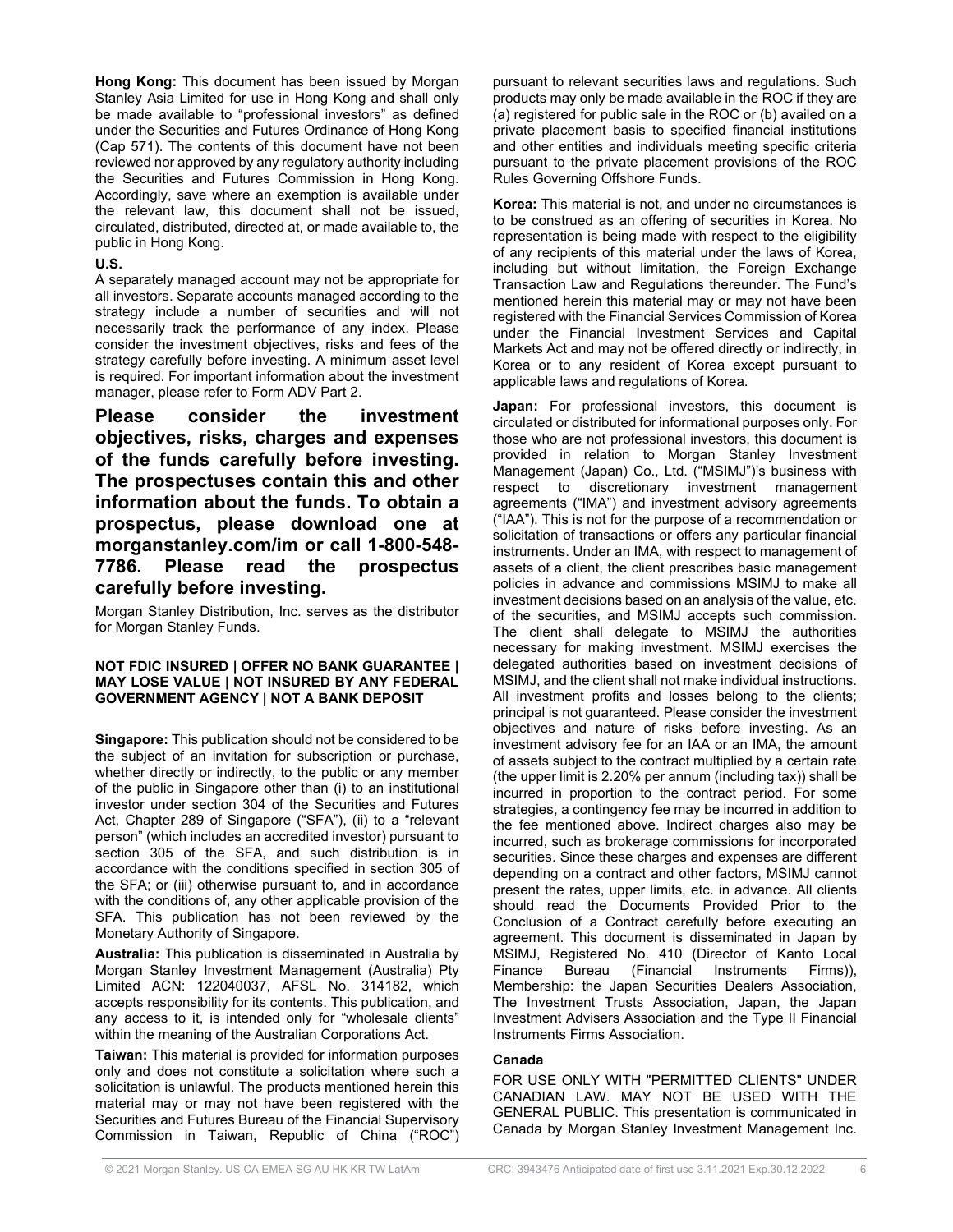**Hong Kong:** This document has been issued by Morgan Stanley Asia Limited for use in Hong Kong and shall only be made available to "professional investors" as defined under the Securities and Futures Ordinance of Hong Kong (Cap 571). The contents of this document have not been reviewed nor approved by any regulatory authority including the Securities and Futures Commission in Hong Kong. Accordingly, save where an exemption is available under the relevant law, this document shall not be issued, circulated, distributed, directed at, or made available to, the public in Hong Kong.

**U.S.**

A separately managed account may not be appropriate for all investors. Separate accounts managed according to the strategy include a number of securities and will not necessarily track the performance of any index. Please consider the investment objectives, risks and fees of the strategy carefully before investing. A minimum asset level is required. For important information about the investment manager, please refer to Form ADV Part 2.

**Please consider the investment objectives, risks, charges and expenses of the funds carefully before investing. The prospectuses contain this and other information about the funds. To obtain a prospectus, please download one at morganstanley.com/im or call 1-800-548-7786. Please read the prospectus carefully before investing.**

Morgan Stanley Distribution, Inc. serves as the distributor for Morgan Stanley Funds.

**NOT FDIC INSURED | OFFER NO BANK GUARANTEE | MAY LOSE VALUE | NOT INSURED BY ANY FEDERAL GOVERNMENT AGENCY | NOT A BANK DEPOSIT**

**Singapore:** This publication should not be considered to be the subject of an invitation for subscription or purchase, whether directly or indirectly, to the public or any member of the public in Singapore other than (i) to an institutional investor under section 304 of the Securities and Futures Act, Chapter 289 of Singapore ("SFA"), (ii) to a "relevant person" (which includes an accredited investor) pursuant to section 305 of the SFA, and such distribution is in accordance with the conditions specified in section 305 of the SFA; or (iii) otherwise pursuant to, and in accordance with the conditions of, any other applicable provision of the SFA. This publication has not been reviewed by the Monetary Authority of Singapore.

**Australia:** This publication is disseminated in Australia by Morgan Stanley Investment Management (Australia) Pty Limited ACN: 122040037, AFSL No. 314182, which accepts responsibility for its contents. This publication, and any access to it, is intended only for "wholesale clients" within the meaning of the Australian Corporations Act.

**Taiwan:** This material is provided for information purposes only and does not constitute a solicitation where such a solicitation is unlawful. The products mentioned herein this material may or may not have been registered with the Securities and Futures Bureau of the Financial Supervisory Commission in Taiwan, Republic of China ("ROC") pursuant to relevant securities laws and regulations. Such products may only be made available in the ROC if they are (a) registered for public sale in the ROC or (b) availed on a private placement basis to specified financial institutions and other entities and individuals meeting specific criteria pursuant to the private placement provisions of the ROC Rules Governing Offshore Funds.

**Korea:** This material is not, and under no circumstances is to be construed as an offering of securities in Korea. No representation is being made with respect to the eligibility of any recipients of this material under the laws of Korea, including but without limitation, the Foreign Exchange Transaction Law and Regulations thereunder. The Fund's mentioned herein this material may or may not have been registered with the Financial Services Commission of Korea under the Financial Investment Services and Capital Markets Act and may not be offered directly or indirectly, in Korea or to any resident of Korea except pursuant to applicable laws and regulations of Korea.

**Japan:** For professional investors, this document is circulated or distributed for informational purposes only. For those who are not professional investors, this document is provided in relation to Morgan Stanley Investment Management (Japan) Co., Ltd. ("MSIMJ")'s business with respect to discretionary investment management agreements ("IMA") and investment advisory agreements ("IAA"). This is not for the purpose of a recommendation or solicitation of transactions or offers any particular financial instruments. Under an IMA, with respect to management of assets of a client, the client prescribes basic management policies in advance and commissions MSIMJ to make all investment decisions based on an analysis of the value, etc. of the securities, and MSIMJ accepts such commission. The client shall delegate to MSIMJ the authorities necessary for making investment. MSIMJ exercises the delegated authorities based on investment decisions of MSIMJ, and the client shall not make individual instructions. All investment profits and losses belong to the clients; principal is not guaranteed. Please consider the investment objectives and nature of risks before investing. As an investment advisory fee for an IAA or an IMA, the amount of assets subject to the contract multiplied by a certain rate (the upper limit is 2.20% per annum (including tax)) shall be incurred in proportion to the contract period. For some strategies, a contingency fee may be incurred in addition to the fee mentioned above. Indirect charges also may be incurred, such as brokerage commissions for incorporated securities. Since these charges and expenses are different depending on a contract and other factors, MSIMJ cannot present the rates, upper limits, etc. in advance. All clients should read the Documents Provided Prior to the Conclusion of a Contract carefully before executing an agreement. This document is disseminated in Japan by MSIMJ, Registered No. 410 (Director of Kanto Local Finance Bureau (Financial Instruments Firms)), Membership: the Japan Securities Dealers Association, The Investment Trusts Association, Japan, the Japan Investment Advisers Association and the Type II Financial Instruments Firms Association.

**Canada**

FOR USE ONLY WITH "PERMITTED CLIENTS" UNDER CANADIAN LAW. MAY NOT BE USED WITH THE GENERAL PUBLIC. This presentation is communicated in Canada by Morgan Stanley Investment Management Inc.

© 2021 Morgan Stanley. US CA EMEA SG AU HK KR TW LatAm CRC: 3943476 Anticipated date of first use 3.11.2021 Exp.30.12.2022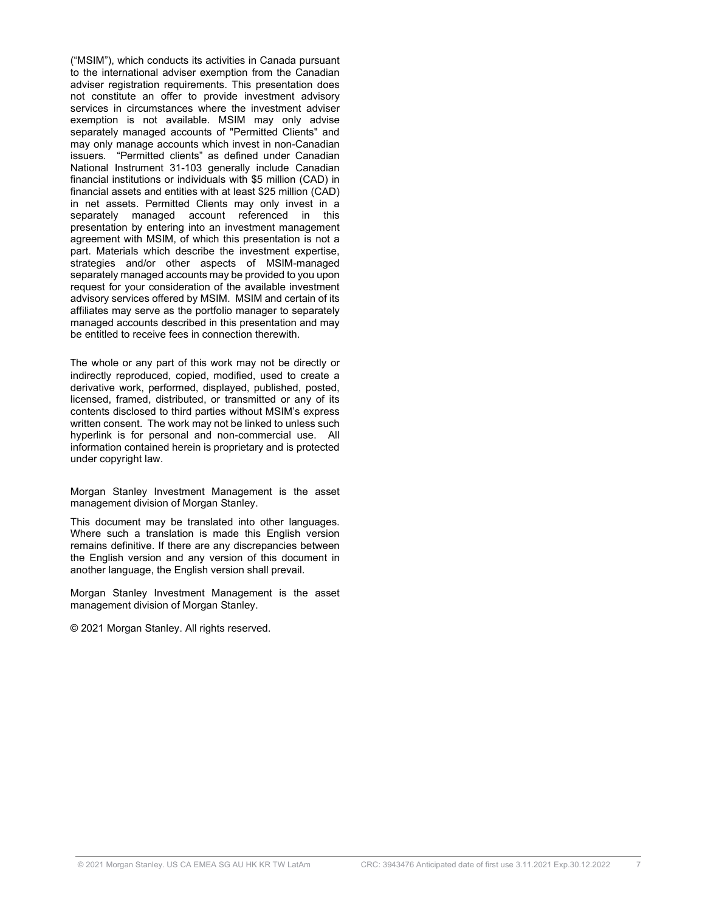("MSIM"), which conducts its activities in Canada pursuant to the international adviser exemption from the Canadian adviser registration requirements. This presentation does not constitute an offer to provide investment advisory services in circumstances where the investment adviser exemption is not available. MSIM may only advise separately managed accounts of "Permitted Clients" and may only manage accounts which invest in non-Canadian issuers. "Permitted clients" as defined under Canadian National Instrument 31-103 generally include Canadian financial institutions or individuals with $5 million (CAD) in financial assets and entities with at least $25 million (CAD) in net assets. Permitted Clients may only invest in a separately managed account referenced in this presentation by entering into an investment management agreement with MSIM, of which this presentation is not a part. Materials which describe the investment expertise, strategies and/or other aspects of MSIM-managed separately managed accounts may be provided to you upon request for your consideration of the available investment advisory services offered by MSIM. MSIM and certain of its affiliates may serve as the portfolio manager to separately managed accounts described in this presentation and may be entitled to receive fees in connection therewith.

The whole or any part of this work may not be directly or indirectly reproduced, copied, modified, used to create a derivative work, performed, displayed, published, posted, licensed, framed, distributed, or transmitted or any of its contents disclosed to third parties without MSIM's express written consent. The work may not be linked to unless such hyperlink is for personal and non-commercial use. All information contained herein is proprietary and is protected under copyright law.

Morgan Stanley Investment Management is the asset management division of Morgan Stanley.

This document may be translated into other languages. Where such a translation is made this English version remains definitive. If there are any discrepancies between the English version and any version of this document in another language, the English version shall prevail.

Morgan Stanley Investment Management is the asset management division of Morgan Stanley.

© 2021 Morgan Stanley. All rights reserved.

© 2021 Morgan Stanley. US CA EMEA SG AU HK KR TW LatAm CRC: 3943476 Anticipated date of first use 3.11.2021 Exp.30.12.2022